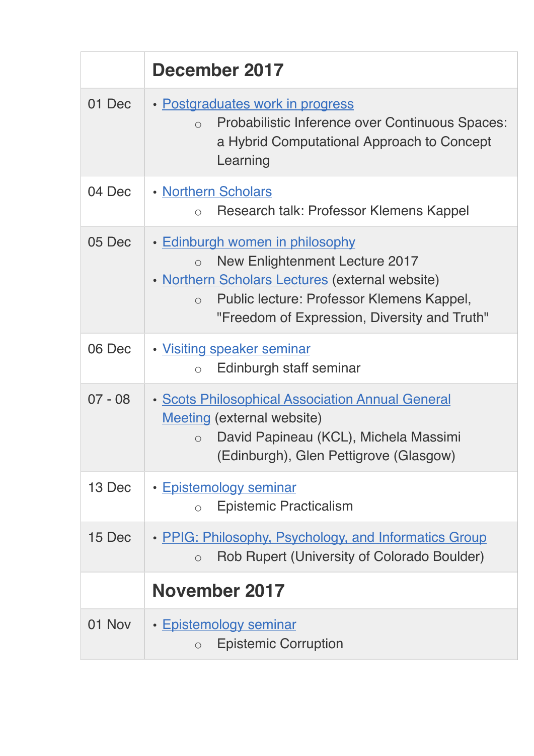| | December 2017 |
|---|---|
| 01 Dec | • Postgraduates work in progress<br>  ○ Probabilistic Inference over Continuous Spaces: a Hybrid Computational Approach to Concept Learning |
| 04 Dec | • Northern Scholars<br>  ○ Research talk: Professor Klemens Kappel |
| 05 Dec | • Edinburgh women in philosophy<br>  ○ New Enlightenment Lecture 2017<br>• Northern Scholars Lectures (external website)<br>  ○ Public lecture: Professor Klemens Kappel, "Freedom of Expression, Diversity and Truth" |
| 06 Dec | • Visiting speaker seminar<br>  ○ Edinburgh staff seminar |
| 07 - 08 | • Scots Philosophical Association Annual General Meeting (external website)<br>  ○ David Papineau (KCL), Michela Massimi (Edinburgh), Glen Pettigrove (Glasgow) |
| 13 Dec | • Epistemology seminar<br>  ○ Epistemic Practicalism |
| 15 Dec | • PPIG: Philosophy, Psychology, and Informatics Group<br>  ○ Rob Rupert (University of Colorado Boulder) |
| | **November 2017** |
| 01 Nov | • Epistemology seminar<br>  ○ Epistemic Corruption |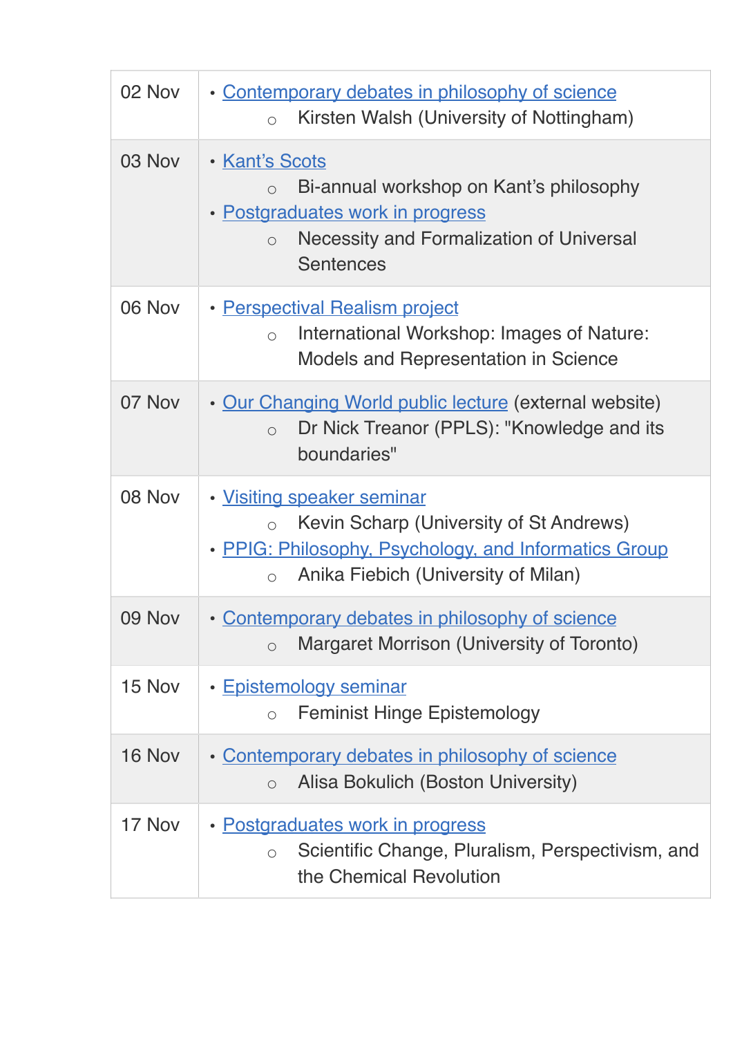| | |
|---|---|
| 02 Nov | • Contemporary debates in philosophy of science<br>  ○ Kirsten Walsh (University of Nottingham) |
| 03 Nov | • Kant's Scots<br>  ○ Bi-annual workshop on Kant's philosophy<br>• Postgraduates work in progress<br>  ○ Necessity and Formalization of Universal Sentences |
| 06 Nov | • Perspectival Realism project<br>  ○ International Workshop: Images of Nature: Models and Representation in Science |
| 07 Nov | • Our Changing World public lecture (external website)<br>  ○ Dr Nick Treanor (PPLS): "Knowledge and its boundaries" |
| 08 Nov | • Visiting speaker seminar<br>  ○ Kevin Scharp (University of St Andrews)<br>• PPIG: Philosophy, Psychology, and Informatics Group<br>  ○ Anika Fiebich (University of Milan) |
| 09 Nov | • Contemporary debates in philosophy of science<br>  ○ Margaret Morrison (University of Toronto) |
| 15 Nov | • Epistemology seminar<br>  ○ Feminist Hinge Epistemology |
| 16 Nov | • Contemporary debates in philosophy of science<br>  ○ Alisa Bokulich (Boston University) |
| 17 Nov | • Postgraduates work in progress<br>  ○ Scientific Change, Pluralism, Perspectivism, and the Chemical Revolution |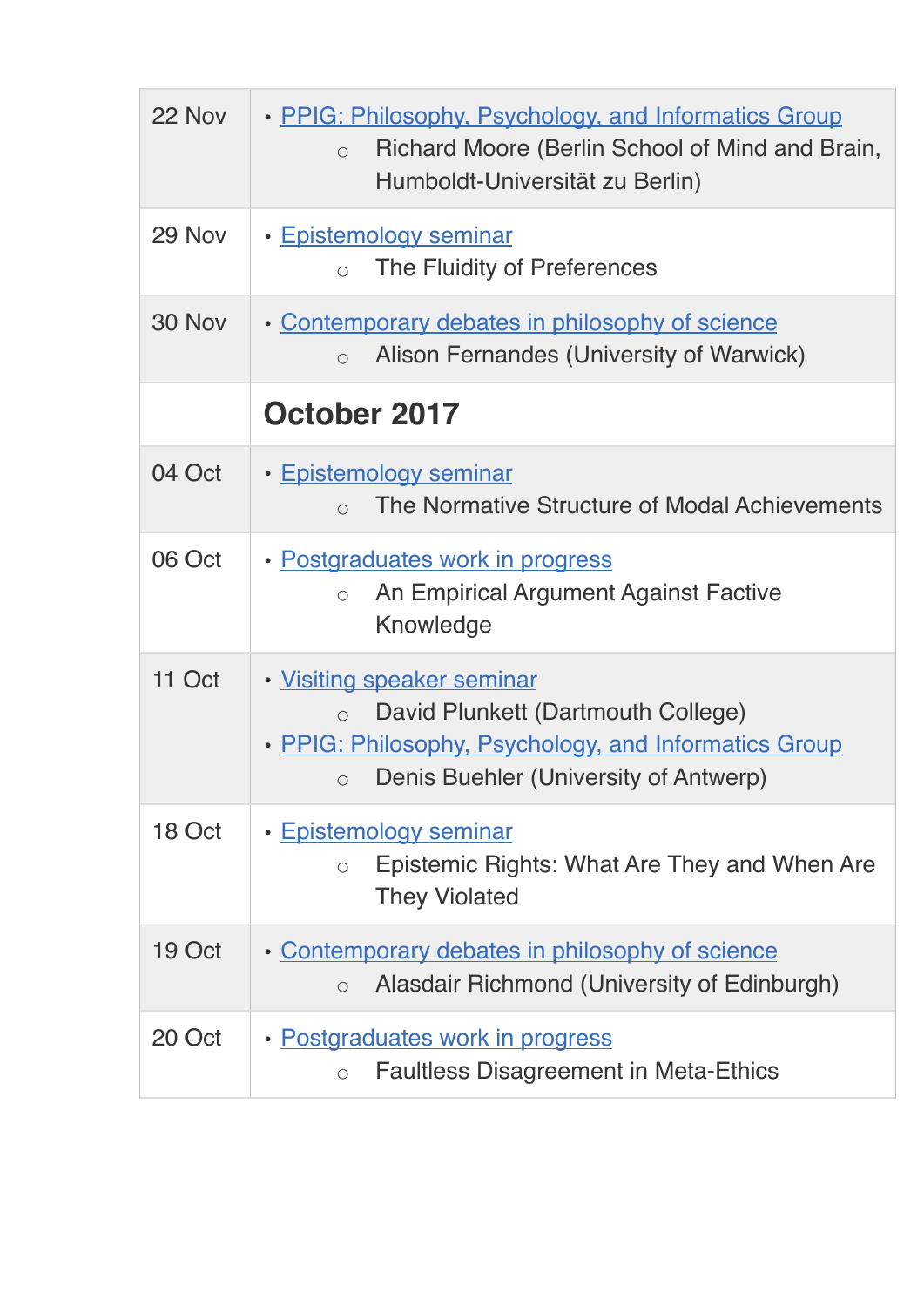| | |
|---|---|
| 22 Nov | • PPIG: Philosophy, Psychology, and Informatics Group<br>  ○ Richard Moore (Berlin School of Mind and Brain, Humboldt-Universität zu Berlin) |
| 29 Nov | • Epistemology seminar<br>  ○ The Fluidity of Preferences |
| 30 Nov | • Contemporary debates in philosophy of science<br>  ○ Alison Fernandes (University of Warwick) |
| | **October 2017** |
| 04 Oct | • Epistemology seminar<br>  ○ The Normative Structure of Modal Achievements |
| 06 Oct | • Postgraduates work in progress<br>  ○ An Empirical Argument Against Factive Knowledge |
| 11 Oct | • Visiting speaker seminar<br>  ○ David Plunkett (Dartmouth College)<br>• PPIG: Philosophy, Psychology, and Informatics Group<br>  ○ Denis Buehler (University of Antwerp) |
| 18 Oct | • Epistemology seminar<br>  ○ Epistemic Rights: What Are They and When Are They Violated |
| 19 Oct | • Contemporary debates in philosophy of science<br>  ○ Alasdair Richmond (University of Edinburgh) |
| 20 Oct | • Postgraduates work in progress<br>  ○ Faultless Disagreement in Meta-Ethics |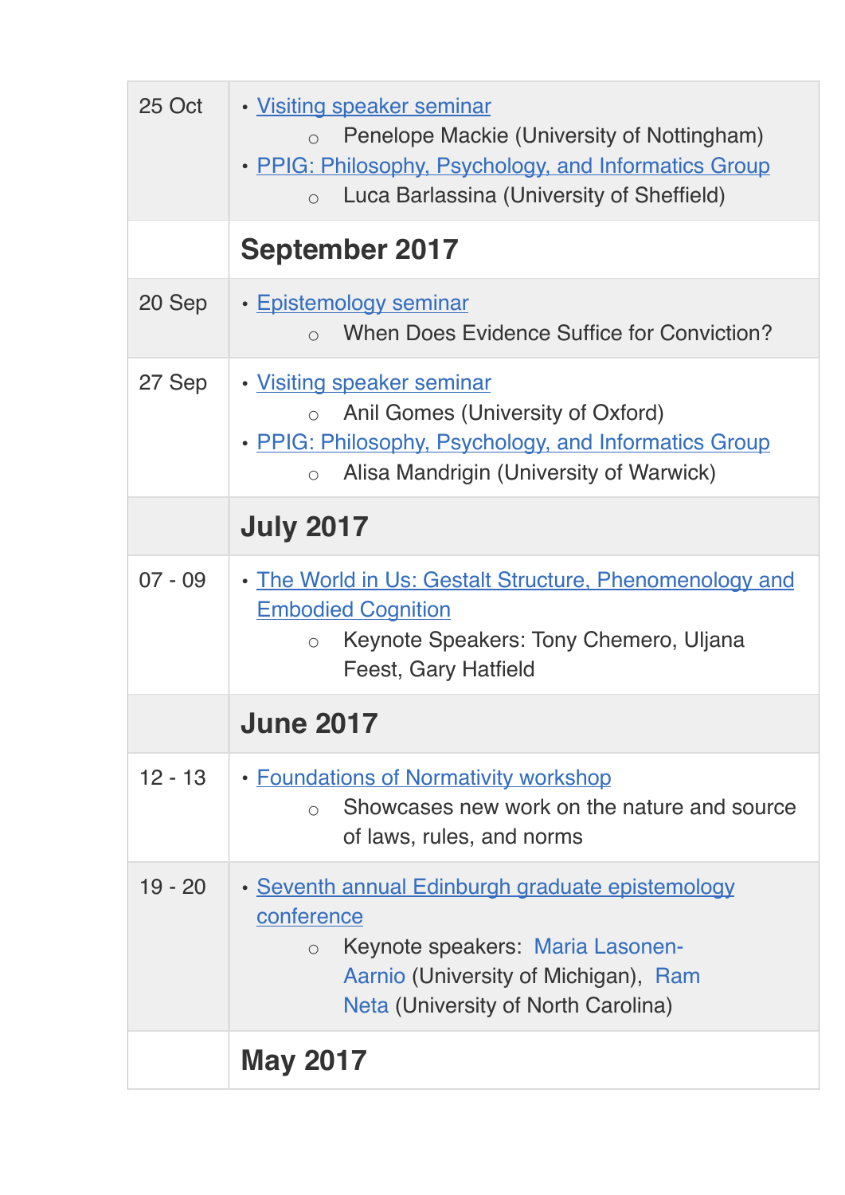| | |
|---|---|
| 25 Oct | • Visiting speaker seminar<br>    ○ Penelope Mackie (University of Nottingham)<br>• PPIG: Philosophy, Psychology, and Informatics Group<br>    ○ Luca Barlassina (University of Sheffield) |
| | **September 2017** |
| 20 Sep | • Epistemology seminar<br>    ○ When Does Evidence Suffice for Conviction? |
| 27 Sep | • Visiting speaker seminar<br>    ○ Anil Gomes (University of Oxford)<br>• PPIG: Philosophy, Psychology, and Informatics Group<br>    ○ Alisa Mandrigin (University of Warwick) |
| | **July 2017** |
| 07 - 09 | • The World in Us: Gestalt Structure, Phenomenology and Embodied Cognition<br>    ○ Keynote Speakers: Tony Chemero, Uljana Feest, Gary Hatfield |
| | **June 2017** |
| 12 - 13 | • Foundations of Normativity workshop<br>    ○ Showcases new work on the nature and source of laws, rules, and norms |
| 19 - 20 | • Seventh annual Edinburgh graduate epistemology conference<br>    ○ Keynote speakers: Maria Lasonen-Aarnio (University of Michigan), Ram Neta (University of North Carolina) |
| | **May 2017** |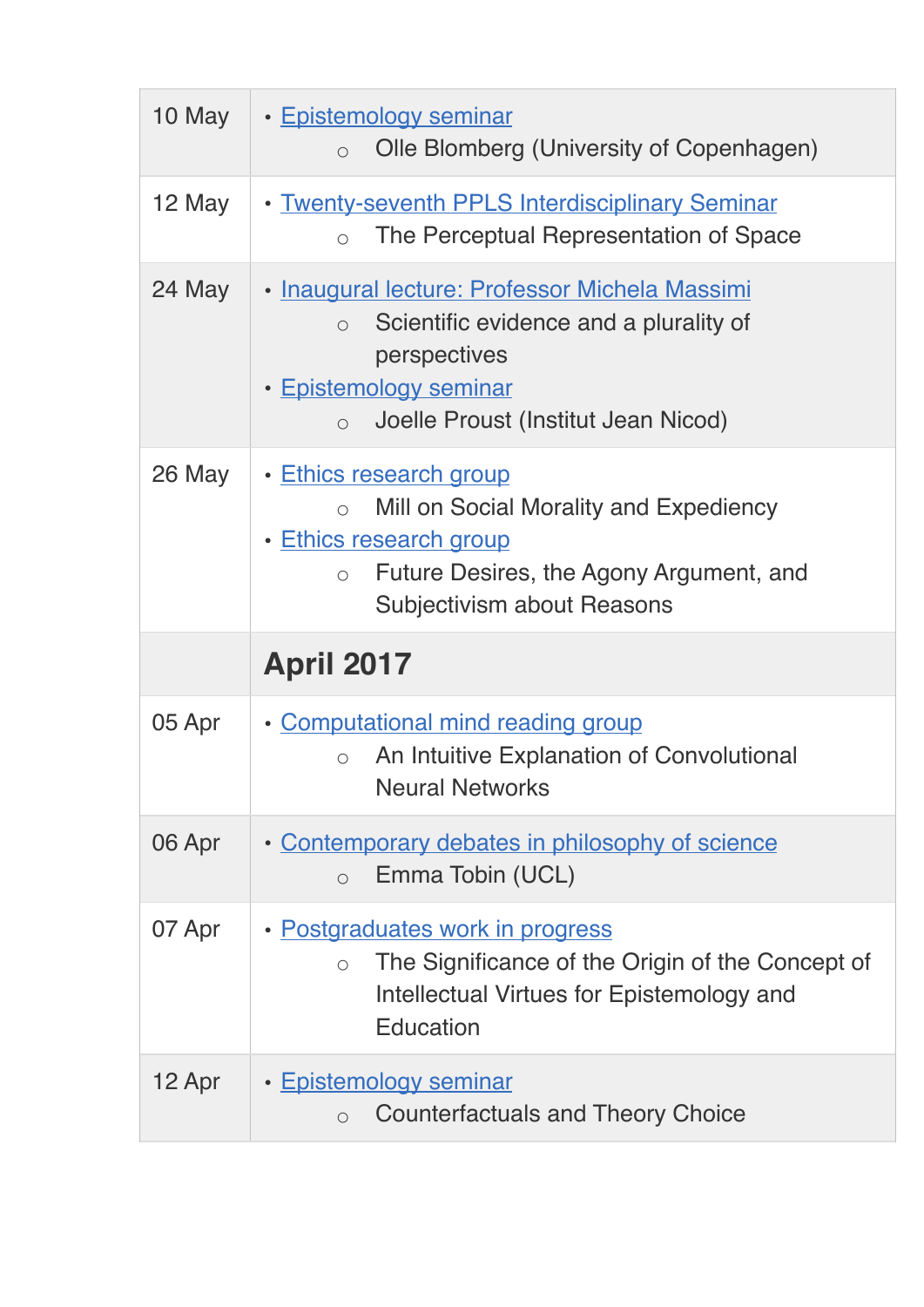| | |
|---|---|
| 10 May | • Epistemology seminar<br>  ○ Olle Blomberg (University of Copenhagen) |
| 12 May | • Twenty-seventh PPLS Interdisciplinary Seminar<br>  ○ The Perceptual Representation of Space |
| 24 May | • Inaugural lecture: Professor Michela Massimi<br>  ○ Scientific evidence and a plurality of perspectives<br>• Epistemology seminar<br>  ○ Joelle Proust (Institut Jean Nicod) |
| 26 May | • Ethics research group<br>  ○ Mill on Social Morality and Expediency<br>• Ethics research group<br>  ○ Future Desires, the Agony Argument, and Subjectivism about Reasons |
| | **April 2017** |
| 05 Apr | • Computational mind reading group<br>  ○ An Intuitive Explanation of Convolutional Neural Networks |
| 06 Apr | • Contemporary debates in philosophy of science<br>  ○ Emma Tobin (UCL) |
| 07 Apr | • Postgraduates work in progress<br>  ○ The Significance of the Origin of the Concept of Intellectual Virtues for Epistemology and Education |
| 12 Apr | • Epistemology seminar<br>  ○ Counterfactuals and Theory Choice |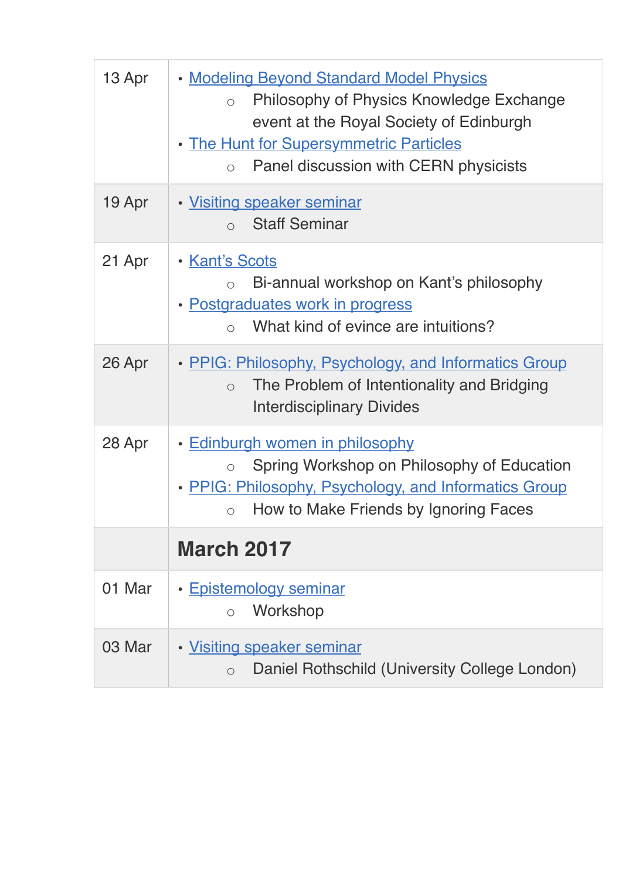| | |
|---|---|
| 13 Apr | • Modeling Beyond Standard Model Physics<br>    ○ Philosophy of Physics Knowledge Exchange event at the Royal Society of Edinburgh<br>• The Hunt for Supersymmetric Particles<br>    ○ Panel discussion with CERN physicists |
| 19 Apr | • Visiting speaker seminar<br>    ○ Staff Seminar |
| 21 Apr | • Kant's Scots<br>    ○ Bi-annual workshop on Kant's philosophy<br>• Postgraduates work in progress<br>    ○ What kind of evince are intuitions? |
| 26 Apr | • PPIG: Philosophy, Psychology, and Informatics Group<br>    ○ The Problem of Intentionality and Bridging Interdisciplinary Divides |
| 28 Apr | • Edinburgh women in philosophy<br>    ○ Spring Workshop on Philosophy of Education<br>• PPIG: Philosophy, Psychology, and Informatics Group<br>    ○ How to Make Friends by Ignoring Faces |
| | **March 2017** |
| 01 Mar | • Epistemology seminar<br>    ○ Workshop |
| 03 Mar | • Visiting speaker seminar<br>    ○ Daniel Rothschild (University College London) |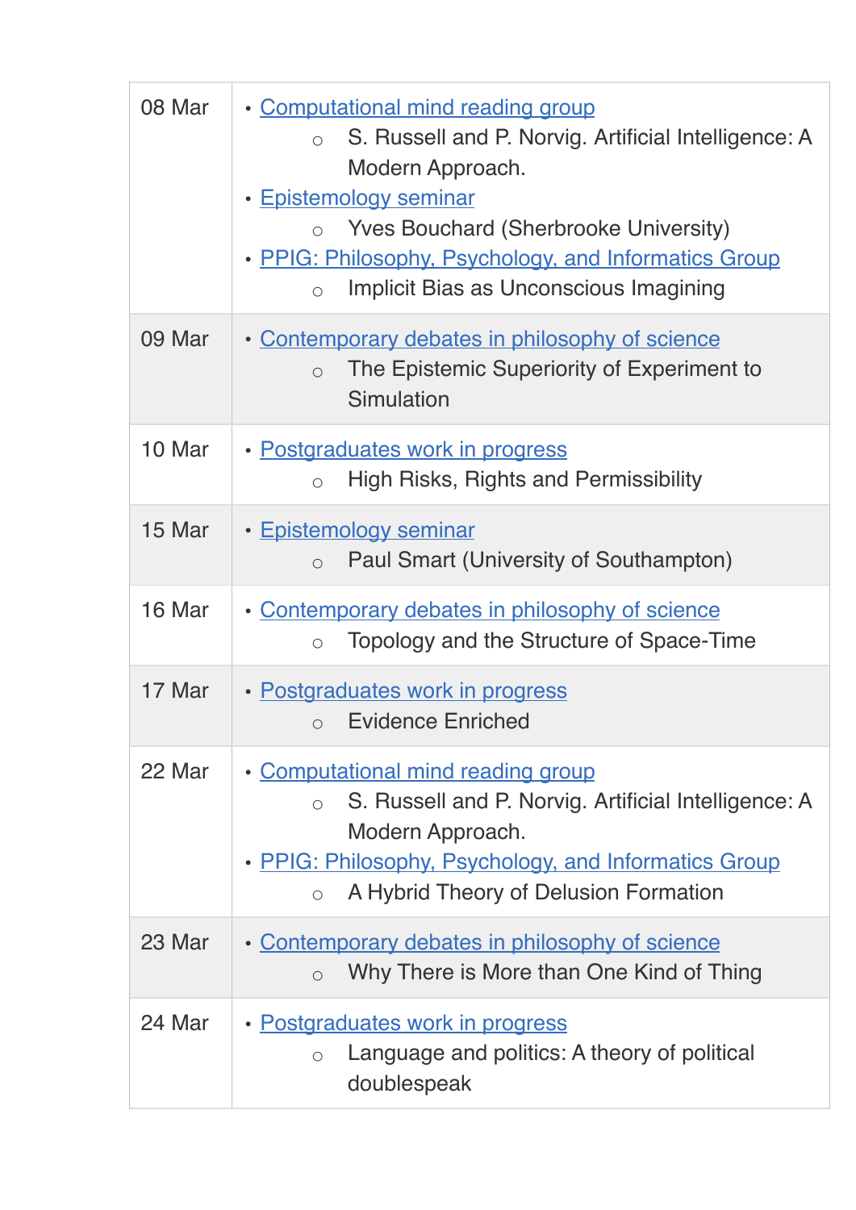| | |
|---|---|
| 08 Mar | • Computational mind reading group<br>  ○ S. Russell and P. Norvig. Artificial Intelligence: A Modern Approach.<br>• Epistemology seminar<br>  ○ Yves Bouchard (Sherbrooke University)<br>• PPIG: Philosophy, Psychology, and Informatics Group<br>  ○ Implicit Bias as Unconscious Imagining |
| 09 Mar | • Contemporary debates in philosophy of science<br>  ○ The Epistemic Superiority of Experiment to Simulation |
| 10 Mar | • Postgraduates work in progress<br>  ○ High Risks, Rights and Permissibility |
| 15 Mar | • Epistemology seminar<br>  ○ Paul Smart (University of Southampton) |
| 16 Mar | • Contemporary debates in philosophy of science<br>  ○ Topology and the Structure of Space-Time |
| 17 Mar | • Postgraduates work in progress<br>  ○ Evidence Enriched |
| 22 Mar | • Computational mind reading group<br>  ○ S. Russell and P. Norvig. Artificial Intelligence: A Modern Approach.<br>• PPIG: Philosophy, Psychology, and Informatics Group<br>  ○ A Hybrid Theory of Delusion Formation |
| 23 Mar | • Contemporary debates in philosophy of science<br>  ○ Why There is More than One Kind of Thing |
| 24 Mar | • Postgraduates work in progress<br>  ○ Language and politics: A theory of political doublespeak |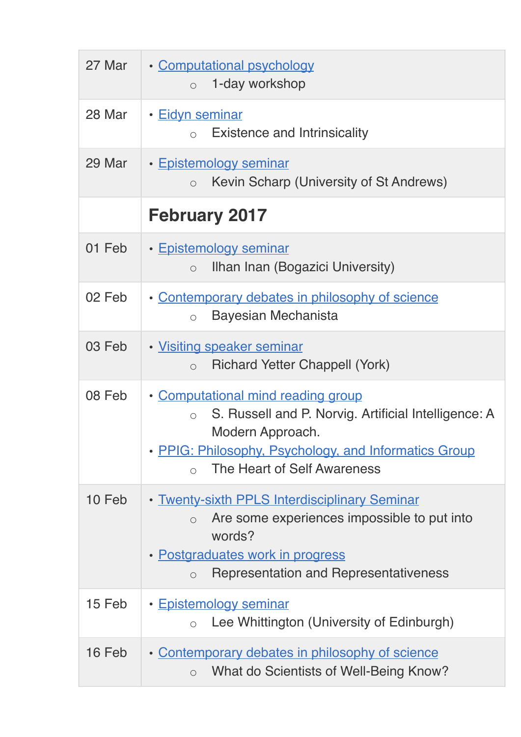| | |
|---|---|
| 27 Mar | • Computational psychology<br>◦ 1-day workshop |
| 28 Mar | • Eidyn seminar<br>◦ Existence and Intrinsicality |
| 29 Mar | • Epistemology seminar<br>◦ Kevin Scharp (University of St Andrews) |
| | **February 2017** |
| 01 Feb | • Epistemology seminar<br>◦ Ilhan Inan (Bogazici University) |
| 02 Feb | • Contemporary debates in philosophy of science<br>◦ Bayesian Mechanista |
| 03 Feb | • Visiting speaker seminar<br>◦ Richard Yetter Chappell (York) |
| 08 Feb | • Computational mind reading group<br>◦ S. Russell and P. Norvig. Artificial Intelligence: A Modern Approach.<br>• PPIG: Philosophy, Psychology, and Informatics Group<br>◦ The Heart of Self Awareness |
| 10 Feb | • Twenty-sixth PPLS Interdisciplinary Seminar<br>◦ Are some experiences impossible to put into words?<br>• Postgraduates work in progress<br>◦ Representation and Representativeness |
| 15 Feb | • Epistemology seminar<br>◦ Lee Whittington (University of Edinburgh) |
| 16 Feb | • Contemporary debates in philosophy of science<br>◦ What do Scientists of Well-Being Know? |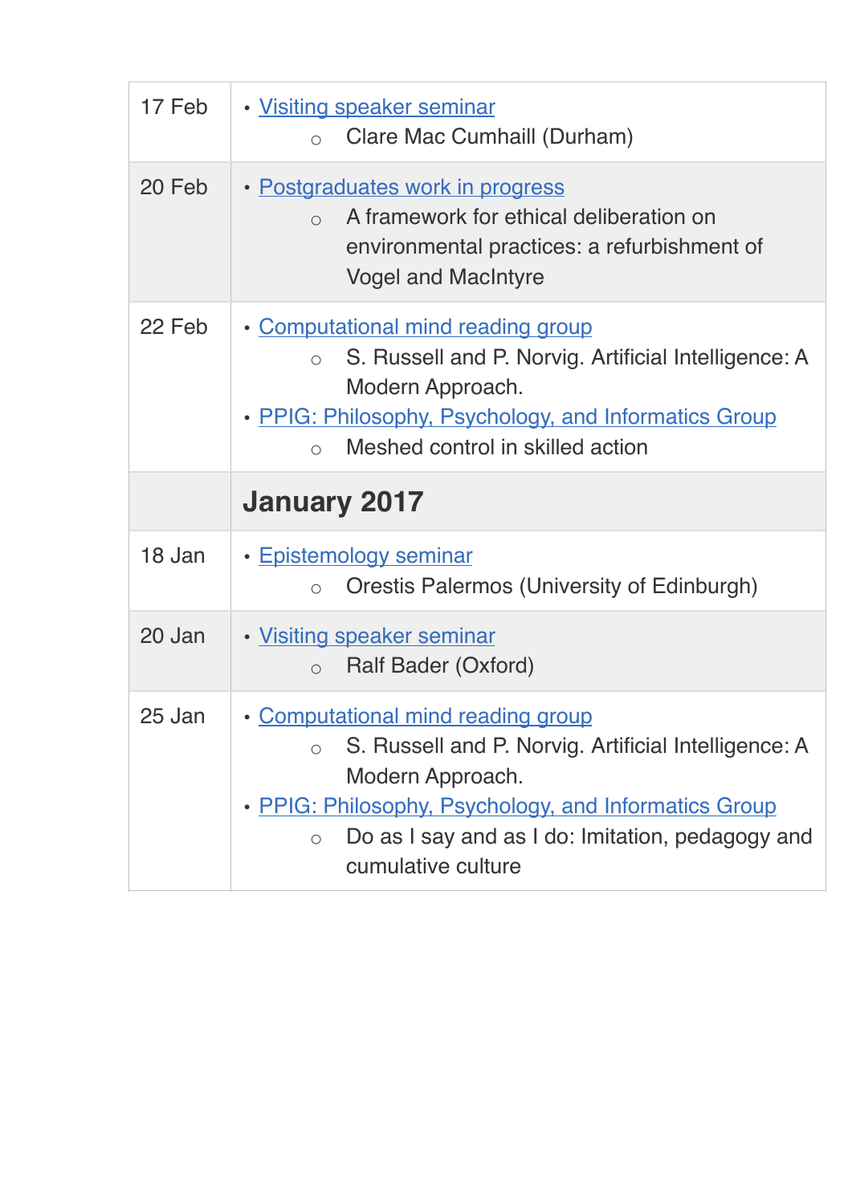| | |
|---|---|
| 17 Feb | • Visiting speaker seminar<br>  ○ Clare Mac Cumhaill (Durham) |
| 20 Feb | • Postgraduates work in progress<br>  ○ A framework for ethical deliberation on environmental practices: a refurbishment of Vogel and MacIntyre |
| 22 Feb | • Computational mind reading group<br>  ○ S. Russell and P. Norvig. Artificial Intelligence: A Modern Approach.<br>• PPIG: Philosophy, Psychology, and Informatics Group<br>  ○ Meshed control in skilled action |
| | **January 2017** |
| 18 Jan | • Epistemology seminar<br>  ○ Orestis Palermos (University of Edinburgh) |
| 20 Jan | • Visiting speaker seminar<br>  ○ Ralf Bader (Oxford) |
| 25 Jan | • Computational mind reading group<br>  ○ S. Russell and P. Norvig. Artificial Intelligence: A Modern Approach.<br>• PPIG: Philosophy, Psychology, and Informatics Group<br>  ○ Do as I say and as I do: Imitation, pedagogy and cumulative culture |